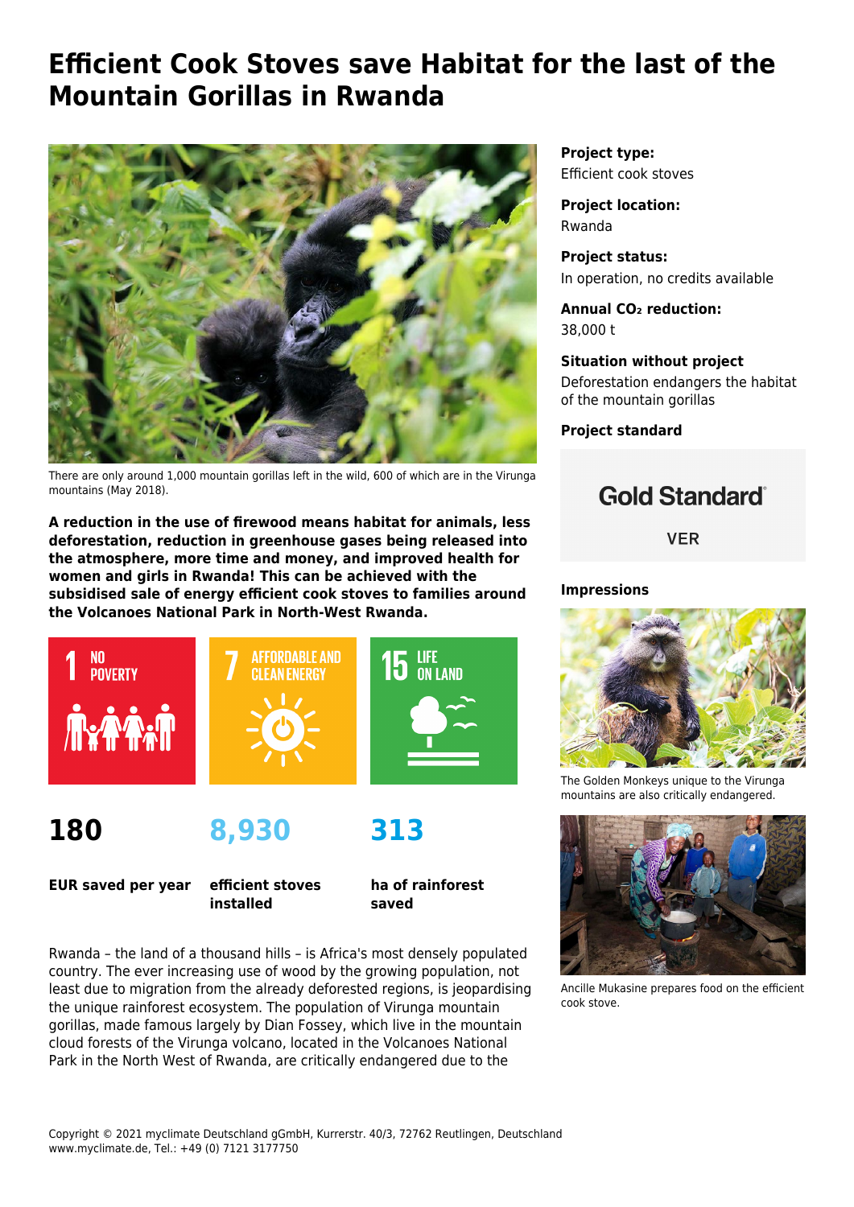# Efficient Cook Stoves save Habitat for the last of the Mountain Gorillas in Rwanda

There are only around 1,000 mountain gorillas left in the wild, 600 of which are in the Virunga mountains (May 2018).

**A reduction in the use of firewood means habitat for animals, less deforestation, reduction in greenhouse gases being released into the atmosphere, more time and money, and improved health for women and girls in Rwanda! This can be achieved with the subsidised sale of energy efficient cook stoves to families around the Volcanoes National Park in North-West Rwanda.**

1 NO POVERTY

7 AFFORDABLE AND CLEAN ENERGY

15 LIFE ON LAND

**180**

**EUR saved per year**

**8,930**

**efficient stoves installed**

**313**

**ha of rainforest saved**

Rwanda – the land of a thousand hills – is Africa's most densely populated country. The ever increasing use of wood by the growing population, not least due to migration from the already deforested regions, is jeopardising the unique rainforest ecosystem. The population of Virunga mountain gorillas, made famous largely by Dian Fossey, which live in the mountain cloud forests of the Virunga volcano, located in the Volcanoes National Park in the North West of Rwanda, are critically endangered due to the

**Project type:**
Efficient cook stoves

**Project location:**
Rwanda

**Project status:**
In operation, no credits available

**Annual $CO_2$ reduction:**
38,000 t

**Situation without project**
Deforestation endangers the habitat of the mountain gorillas

**Project standard**

Gold Standard®

VER

**Impressions**

The Golden Monkeys unique to the Virunga mountains are also critically endangered.

Ancille Mukasine prepares food on the efficient cook stove.

Copyright © 2021 myclimate Deutschland gGmbH, Kurrerstr. 40/3, 72762 Reutlingen, Deutschland
www.myclimate.de, Tel.: +49 (0) 7121 3177750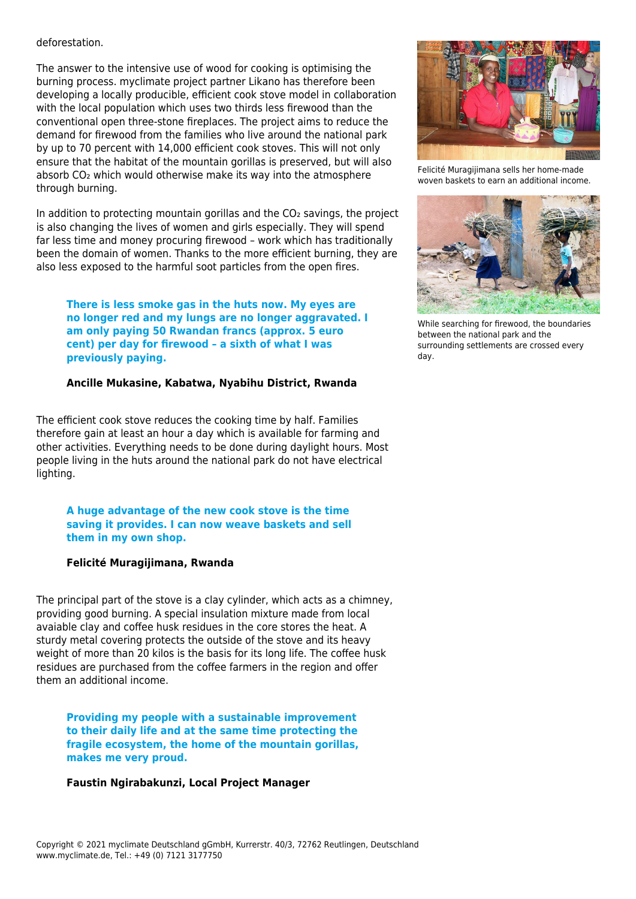deforestation.

The answer to the intensive use of wood for cooking is optimising the burning process. myclimate project partner Likano has therefore been developing a locally producible, efficient cook stove model in collaboration with the local population which uses two thirds less firewood than the conventional open three-stone fireplaces. The project aims to reduce the demand for firewood from the families who live around the national park by up to 70 percent with 14,000 efficient cook stoves. This will not only ensure that the habitat of the mountain gorillas is preserved, but will also absorb $CO_2$ which would otherwise make its way into the atmosphere through burning.

In addition to protecting mountain gorillas and the $CO_2$ savings, the project is also changing the lives of women and girls especially. They will spend far less time and money procuring firewood – work which has traditionally been the domain of women. Thanks to the more efficient burning, they are also less exposed to the harmful soot particles from the open fires.

> **There is less smoke gas in the huts now. My eyes are no longer red and my lungs are no longer aggravated. I am only paying 50 Rwandan francs (approx. 5 euro cent) per day for firewood – a sixth of what I was previously paying.**
>
> **Ancille Mukasine, Kabatwa, Nyabihu District, Rwanda**

The efficient cook stove reduces the cooking time by half. Families therefore gain at least an hour a day which is available for farming and other activities. Everything needs to be done during daylight hours. Most people living in the huts around the national park do not have electrical lighting.

> **A huge advantage of the new cook stove is the time saving it provides. I can now weave baskets and sell them in my own shop.**
>
> **Felicité Muragijimana, Rwanda**

The principal part of the stove is a clay cylinder, which acts as a chimney, providing good burning. A special insulation mixture made from local avaiable clay and coffee husk residues in the core stores the heat. A sturdy metal covering protects the outside of the stove and its heavy weight of more than 20 kilos is the basis for its long life. The coffee husk residues are purchased from the coffee farmers in the region and offer them an additional income.

> **Providing my people with a sustainable improvement to their daily life and at the same time protecting the fragile ecosystem, the home of the mountain gorillas, makes me very proud.**
>
> **Faustin Ngirabakunzi, Local Project Manager**

Felicité Muragijimana sells her home-made woven baskets to earn an additional income.

While searching for firewood, the boundaries between the national park and the surrounding settlements are crossed every day.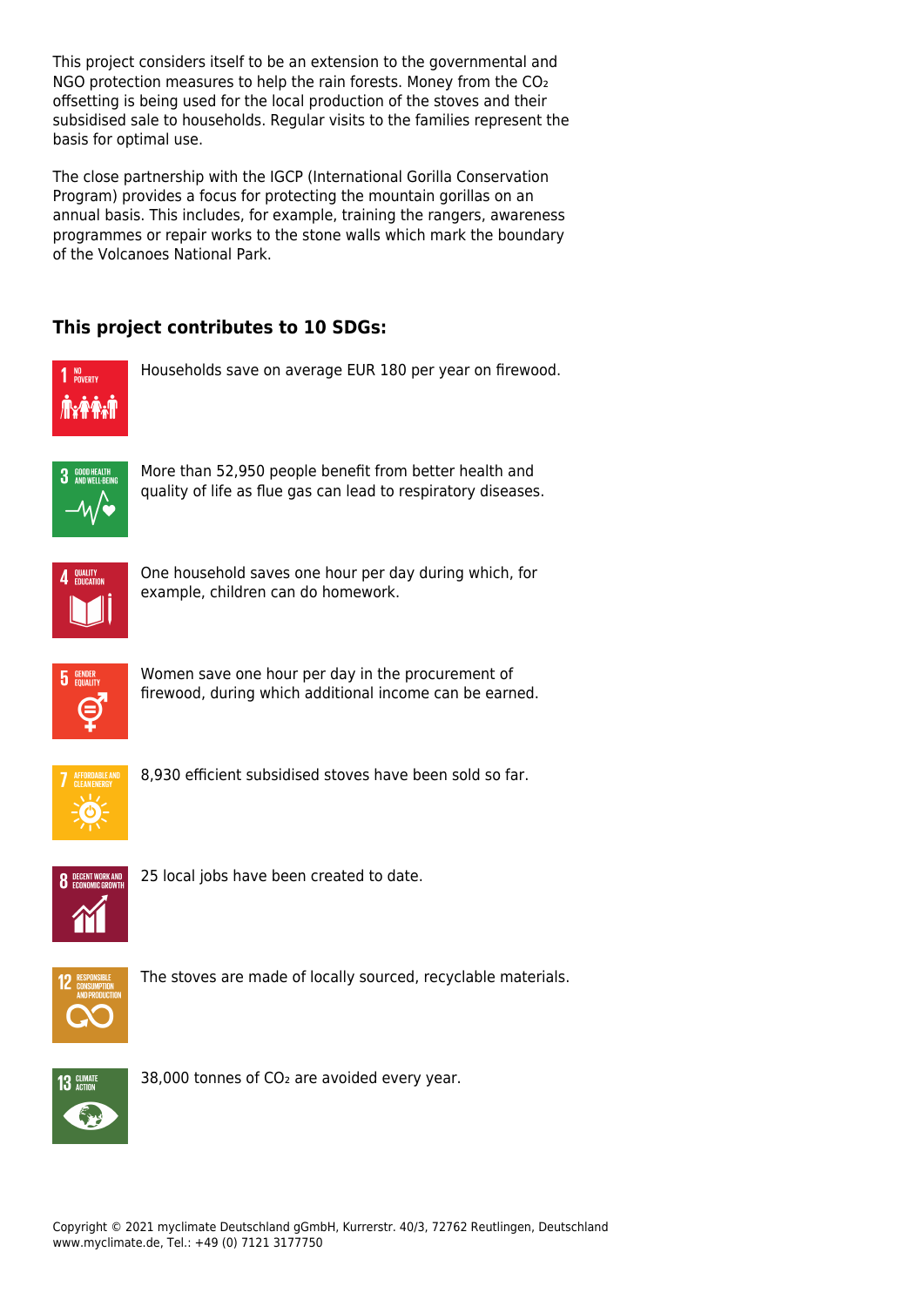This project considers itself to be an extension to the governmental and NGO protection measures to help the rain forests. Money from the $CO_2$ offsetting is being used for the local production of the stoves and their subsidised sale to households. Regular visits to the families represent the basis for optimal use.

The close partnership with the IGCP (International Gorilla Conservation Program) provides a focus for protecting the mountain gorillas on an annual basis. This includes, for example, training the rangers, awareness programmes or repair works to the stone walls which mark the boundary of the Volcanoes National Park.

### This project contributes to 10 SDGs:

1 NO POVERTY

Households save on average EUR 180 per year on firewood.

3 GOOD HEALTH AND WELL-BEING

More than 52,950 people benefit from better health and quality of life as flue gas can lead to respiratory diseases.

4 QUALITY EDUCATION

One household saves one hour per day during which, for example, children can do homework.

5 GENDER EQUALITY

Women save one hour per day in the procurement of firewood, during which additional income can be earned.

7 AFFORDABLE AND CLEAN ENERGY

8,930 efficient subsidised stoves have been sold so far.

8 DECENT WORK AND ECONOMIC GROWTH

25 local jobs have been created to date.

12 RESPONSIBLE CONSUMPTION AND PRODUCTION

The stoves are made of locally sourced, recyclable materials.

13 CLIMATE ACTION

38,000 tonnes of $CO_2$ are avoided every year.

Copyright © 2021 myclimate Deutschland gGmbH, Kurrerstr. 40/3, 72762 Reutlingen, Deutschland
www.myclimate.de, Tel.: +49 (0) 7121 3177750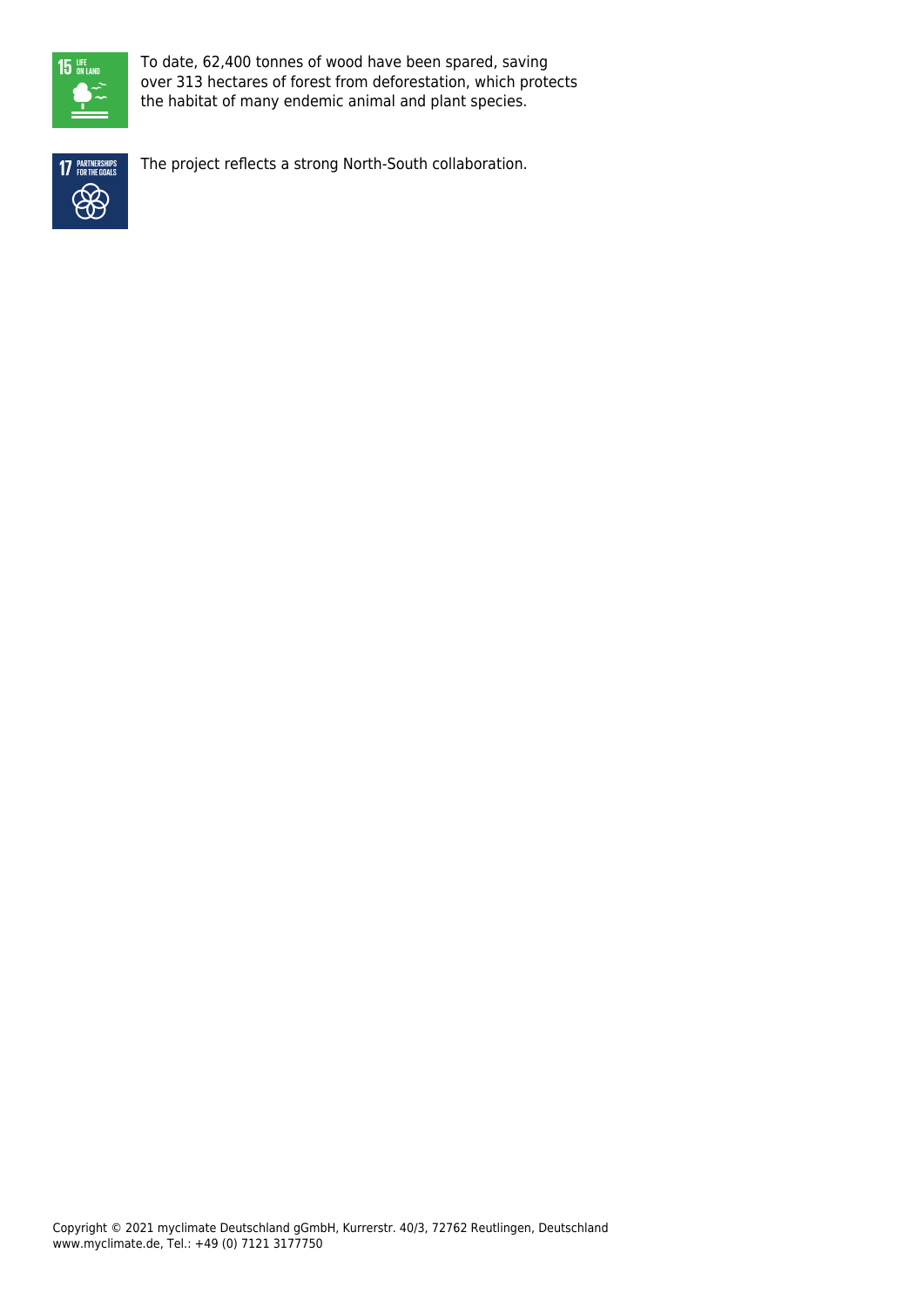To date, 62,400 tonnes of wood have been spared, saving over 313 hectares of forest from deforestation, which protects the habitat of many endemic animal and plant species.

The project reflects a strong North-South collaboration.

Copyright © 2021 myclimate Deutschland gGmbH, Kurrerstr. 40/3, 72762 Reutlingen, Deutschland
www.myclimate.de, Tel.: +49 (0) 7121 3177750